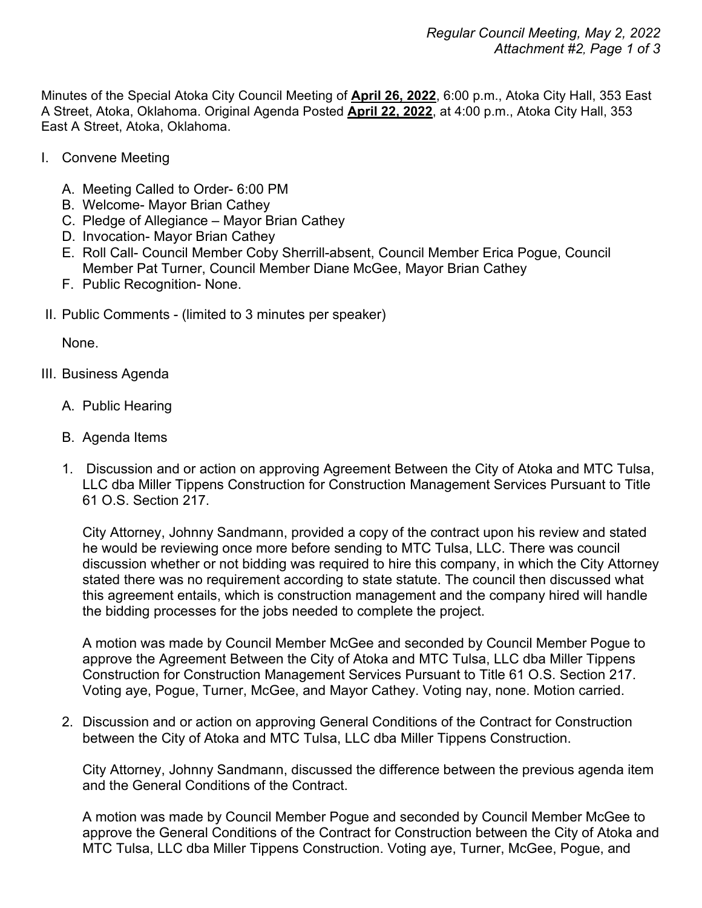Minutes of the Special Atoka City Council Meeting of **April 26, 2022**, 6:00 p.m., Atoka City Hall, 353 East A Street, Atoka, Oklahoma. Original Agenda Posted **April 22, 2022**, at 4:00 p.m., Atoka City Hall, 353 East A Street, Atoka, Oklahoma.

I. Convene Meeting

   A. Meeting Called to Order- 6:00 PM
   B. Welcome- Mayor Brian Cathey
   C. Pledge of Allegiance – Mayor Brian Cathey
   D. Invocation- Mayor Brian Cathey
   E. Roll Call- Council Member Coby Sherrill-absent, Council Member Erica Pogue, Council Member Pat Turner, Council Member Diane McGee, Mayor Brian Cathey
   F. Public Recognition- None.

II. Public Comments - (limited to 3 minutes per speaker)

   None.

III. Business Agenda

   A. Public Hearing

   B. Agenda Items

   1. Discussion and or action on approving Agreement Between the City of Atoka and MTC Tulsa, LLC dba Miller Tippens Construction for Construction Management Services Pursuant to Title 61 O.S. Section 217.

      City Attorney, Johnny Sandmann, provided a copy of the contract upon his review and stated he would be reviewing once more before sending to MTC Tulsa, LLC. There was council discussion whether or not bidding was required to hire this company, in which the City Attorney stated there was no requirement according to state statute. The council then discussed what this agreement entails, which is construction management and the company hired will handle the bidding processes for the jobs needed to complete the project.

      A motion was made by Council Member McGee and seconded by Council Member Pogue to approve the Agreement Between the City of Atoka and MTC Tulsa, LLC dba Miller Tippens Construction for Construction Management Services Pursuant to Title 61 O.S. Section 217. Voting aye, Pogue, Turner, McGee, and Mayor Cathey. Voting nay, none. Motion carried.

   2. Discussion and or action on approving General Conditions of the Contract for Construction between the City of Atoka and MTC Tulsa, LLC dba Miller Tippens Construction.

      City Attorney, Johnny Sandmann, discussed the difference between the previous agenda item and the General Conditions of the Contract.

      A motion was made by Council Member Pogue and seconded by Council Member McGee to approve the General Conditions of the Contract for Construction between the City of Atoka and MTC Tulsa, LLC dba Miller Tippens Construction. Voting aye, Turner, McGee, Pogue, and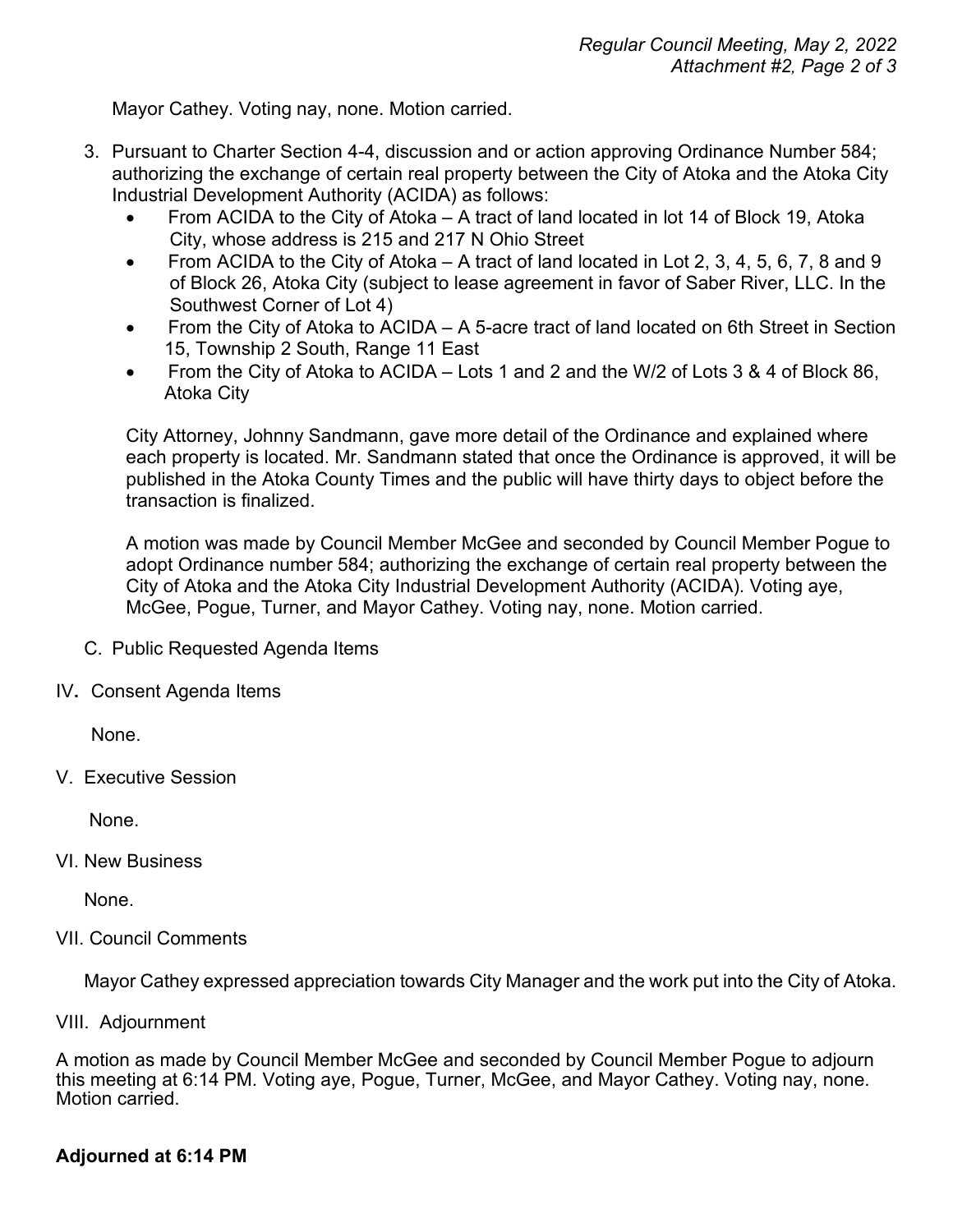Mayor Cathey. Voting nay, none. Motion carried.

3. Pursuant to Charter Section 4-4, discussion and or action approving Ordinance Number 584; authorizing the exchange of certain real property between the City of Atoka and the Atoka City Industrial Development Authority (ACIDA) as follows:
   - From ACIDA to the City of Atoka – A tract of land located in lot 14 of Block 19, Atoka City, whose address is 215 and 217 N Ohio Street
   - From ACIDA to the City of Atoka – A tract of land located in Lot 2, 3, 4, 5, 6, 7, 8 and 9 of Block 26, Atoka City (subject to lease agreement in favor of Saber River, LLC. In the Southwest Corner of Lot 4)
   - From the City of Atoka to ACIDA – A 5-acre tract of land located on 6th Street in Section 15, Township 2 South, Range 11 East
   - From the City of Atoka to ACIDA – Lots 1 and 2 and the W/2 of Lots 3 & 4 of Block 86, Atoka City

   City Attorney, Johnny Sandmann, gave more detail of the Ordinance and explained where each property is located. Mr. Sandmann stated that once the Ordinance is approved, it will be published in the Atoka County Times and the public will have thirty days to object before the transaction is finalized.

   A motion was made by Council Member McGee and seconded by Council Member Pogue to adopt Ordinance number 584; authorizing the exchange of certain real property between the City of Atoka and the Atoka City Industrial Development Authority (ACIDA). Voting aye, McGee, Pogue, Turner, and Mayor Cathey. Voting nay, none. Motion carried.

C. Public Requested Agenda Items

IV. Consent Agenda Items

None.

V. Executive Session

None.

VI. New Business

None.

VII. Council Comments

Mayor Cathey expressed appreciation towards City Manager and the work put into the City of Atoka.

VIII. Adjournment

A motion as made by Council Member McGee and seconded by Council Member Pogue to adjourn this meeting at 6:14 PM. Voting aye, Pogue, Turner, McGee, and Mayor Cathey. Voting nay, none. Motion carried.

**Adjourned at 6:14 PM**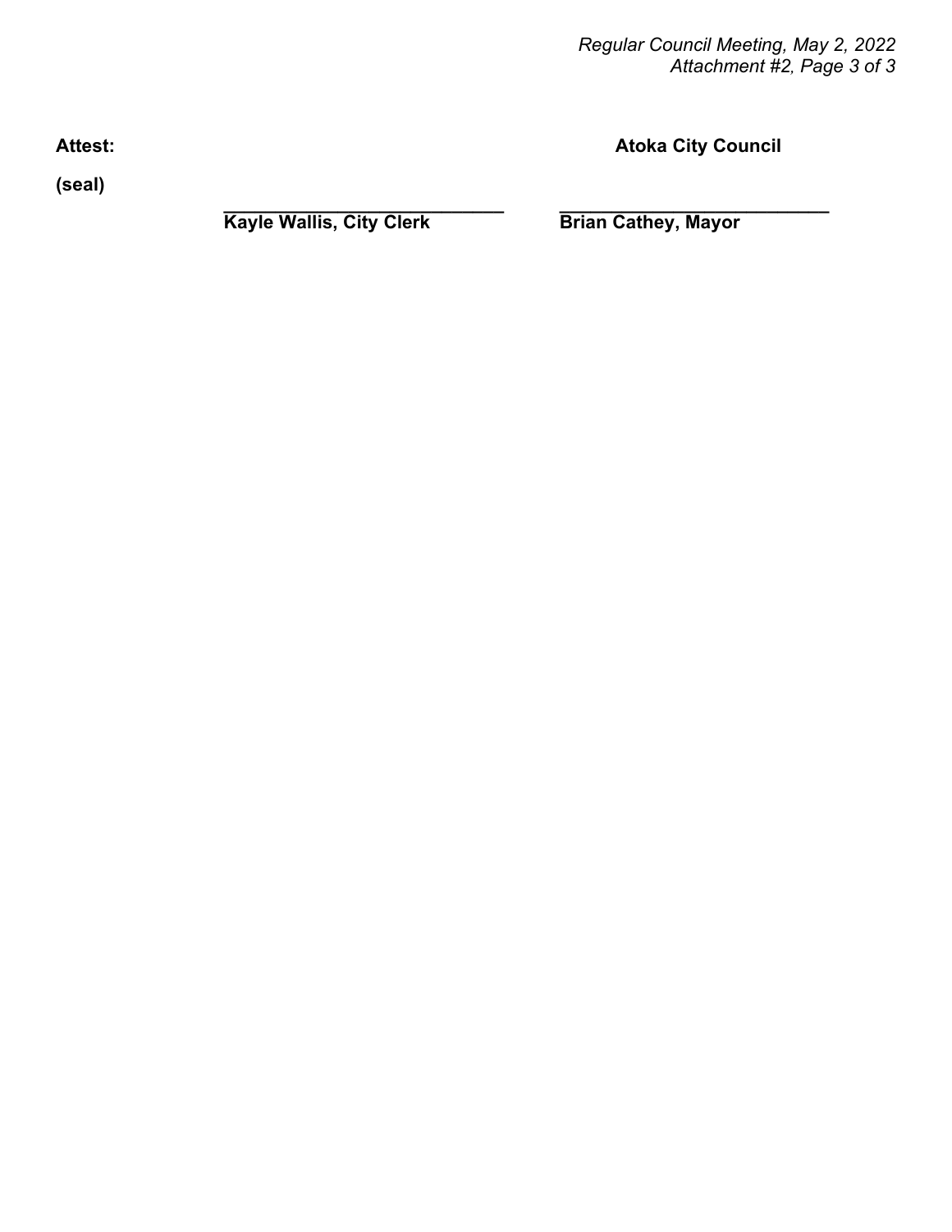**Attest:** **Atoka City Council**

**(seal)**

\_\_\_\_\_\_\_\_\_\_\_\_\_\_\_\_\_\_\_\_\_\_\_\_\_\_\_\_\_\_ \_\_\_\_\_\_\_\_\_\_\_\_\_\_\_\_\_\_\_\_\_\_\_\_\_\_\_\_\_\_

**Kayle Wallis, City Clerk** **Brian Cathey, Mayor**